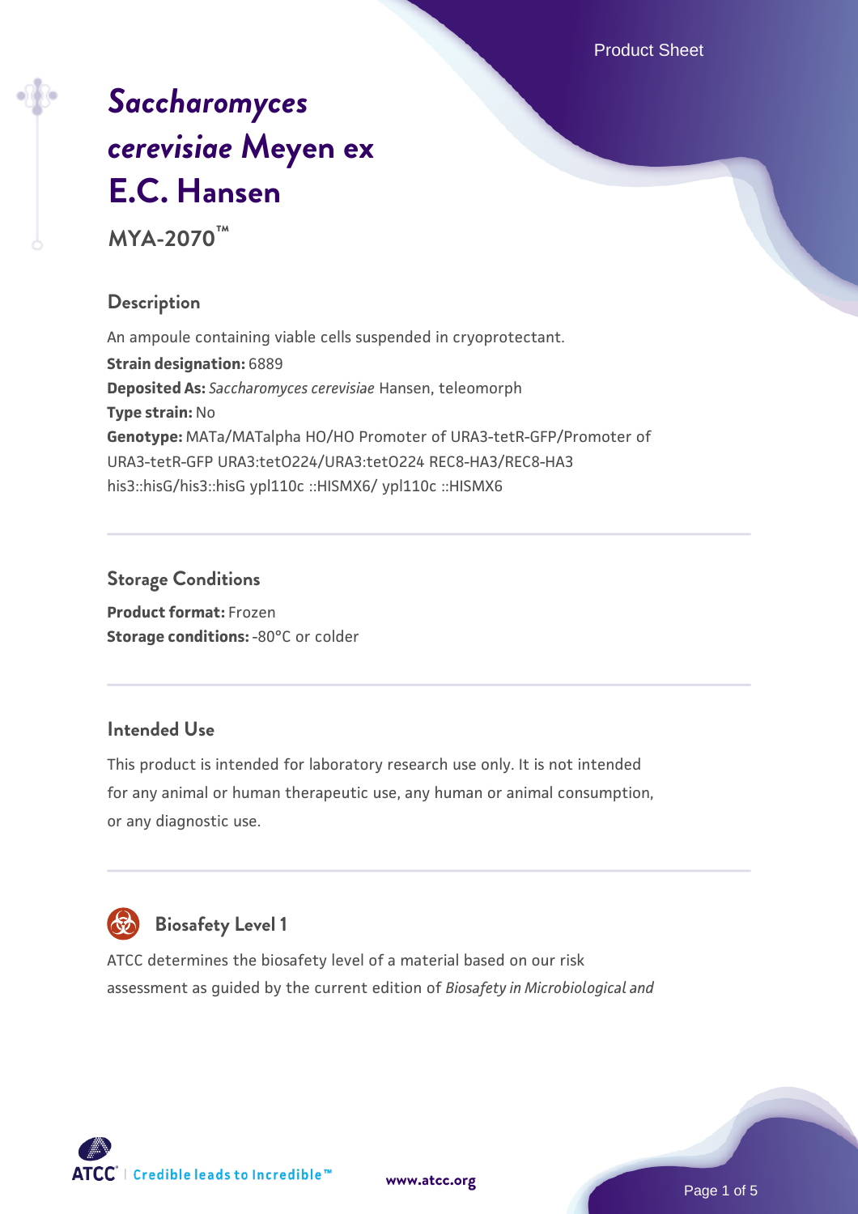# *Saccharomyces cerevisiae* Meyen ex E.C. Hansen

**MYA-2070™**

## Description

An ampoule containing viable cells suspended in cryoprotectant.

**Strain designation:** 6889

**Deposited As:** *Saccharomyces cerevisiae* Hansen, teleomorph

**Type strain:** No

**Genotype:** MATa/MATalpha HO/HO Promoter of URA3-tetR-GFP/Promoter of URA3-tetR-GFP URA3:tetO224/URA3:tetO224 REC8-HA3/REC8-HA3 his3::hisG/his3::hisG ypl110c ::HISMX6/ ypl110c ::HISMX6

## Storage Conditions

**Product format:** Frozen

**Storage conditions:** -80°C or colder

## Intended Use

This product is intended for laboratory research use only. It is not intended for any animal or human therapeutic use, any human or animal consumption, or any diagnostic use.

## Biosafety Level 1

ATCC determines the biosafety level of a material based on our risk assessment as guided by the current edition of *Biosafety in Microbiological and*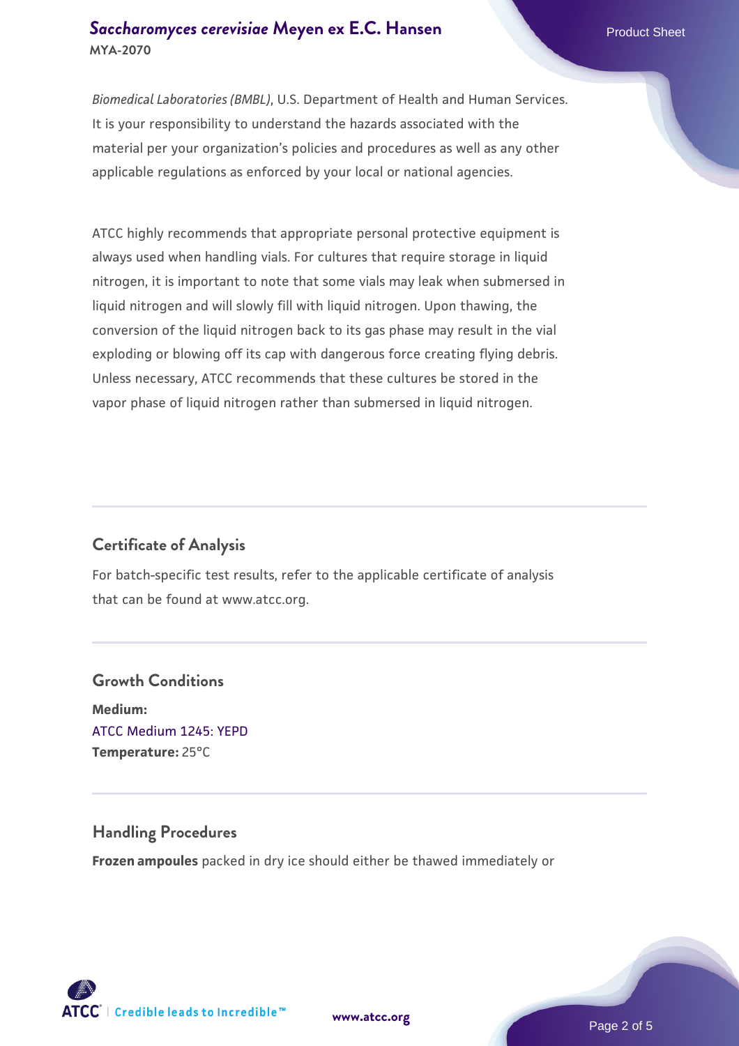*Biomedical Laboratories (BMBL)*, U.S. Department of Health and Human Services. It is your responsibility to understand the hazards associated with the material per your organization's policies and procedures as well as any other applicable regulations as enforced by your local or national agencies.

ATCC highly recommends that appropriate personal protective equipment is always used when handling vials. For cultures that require storage in liquid nitrogen, it is important to note that some vials may leak when submersed in liquid nitrogen and will slowly fill with liquid nitrogen. Upon thawing, the conversion of the liquid nitrogen back to its gas phase may result in the vial exploding or blowing off its cap with dangerous force creating flying debris. Unless necessary, ATCC recommends that these cultures be stored in the vapor phase of liquid nitrogen rather than submersed in liquid nitrogen.

## Certificate of Analysis

For batch-specific test results, refer to the applicable certificate of analysis that can be found at www.atcc.org.

## Growth Conditions

**Medium:**
ATCC Medium 1245: YEPD
**Temperature:** 25°C

## Handling Procedures

**Frozen ampoules** packed in dry ice should either be thawed immediately or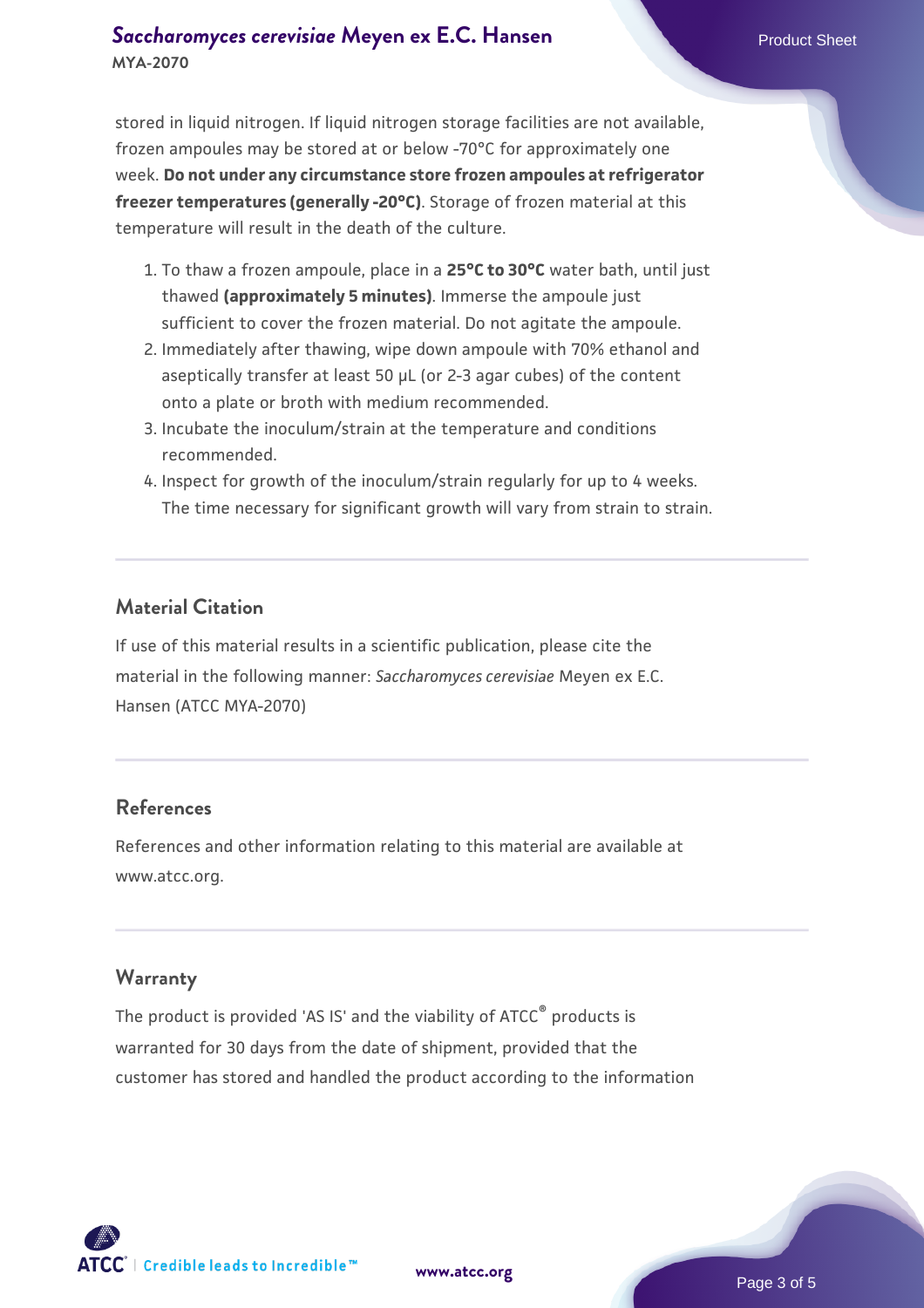stored in liquid nitrogen. If liquid nitrogen storage facilities are not available, frozen ampoules may be stored at or below -70°C for approximately one week. **Do not under any circumstance store frozen ampoules at refrigerator freezer temperatures (generally -20°C)**. Storage of frozen material at this temperature will result in the death of the culture.

1. To thaw a frozen ampoule, place in a **25°C to 30°C** water bath, until just thawed **(approximately 5 minutes)**. Immerse the ampoule just sufficient to cover the frozen material. Do not agitate the ampoule.
2. Immediately after thawing, wipe down ampoule with 70% ethanol and aseptically transfer at least 50 µL (or 2-3 agar cubes) of the content onto a plate or broth with medium recommended.
3. Incubate the inoculum/strain at the temperature and conditions recommended.
4. Inspect for growth of the inoculum/strain regularly for up to 4 weeks. The time necessary for significant growth will vary from strain to strain.

## Material Citation

If use of this material results in a scientific publication, please cite the material in the following manner: *Saccharomyces cerevisiae* Meyen ex E.C. Hansen (ATCC MYA-2070)

## References

References and other information relating to this material are available at www.atcc.org.

## Warranty

The product is provided 'AS IS' and the viability of ATCC® products is warranted for 30 days from the date of shipment, provided that the customer has stored and handled the product according to the information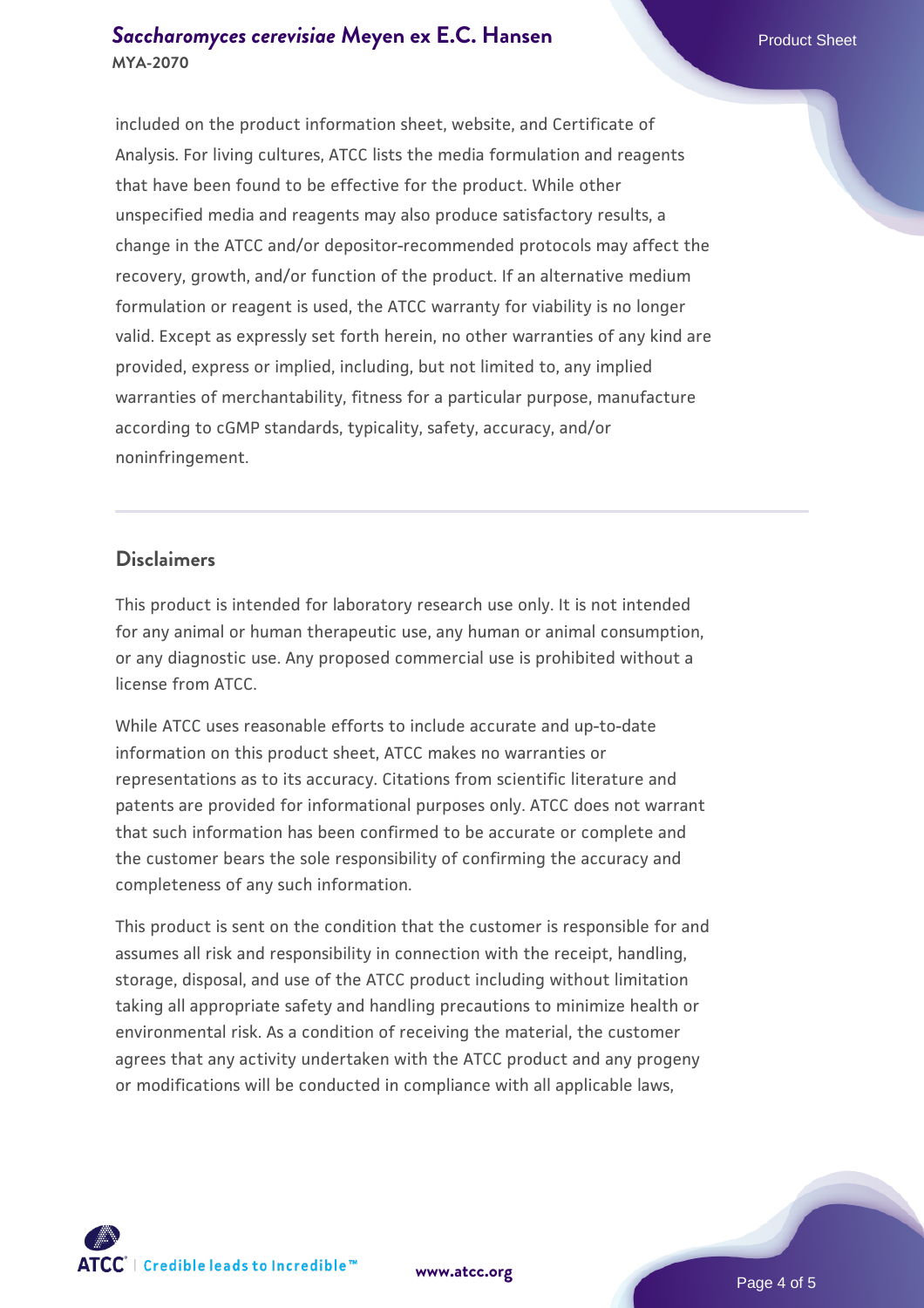included on the product information sheet, website, and Certificate of Analysis. For living cultures, ATCC lists the media formulation and reagents that have been found to be effective for the product. While other unspecified media and reagents may also produce satisfactory results, a change in the ATCC and/or depositor-recommended protocols may affect the recovery, growth, and/or function of the product. If an alternative medium formulation or reagent is used, the ATCC warranty for viability is no longer valid. Except as expressly set forth herein, no other warranties of any kind are provided, express or implied, including, but not limited to, any implied warranties of merchantability, fitness for a particular purpose, manufacture according to cGMP standards, typicality, safety, accuracy, and/or noninfringement.

## Disclaimers

This product is intended for laboratory research use only. It is not intended for any animal or human therapeutic use, any human or animal consumption, or any diagnostic use. Any proposed commercial use is prohibited without a license from ATCC.

While ATCC uses reasonable efforts to include accurate and up-to-date information on this product sheet, ATCC makes no warranties or representations as to its accuracy. Citations from scientific literature and patents are provided for informational purposes only. ATCC does not warrant that such information has been confirmed to be accurate or complete and the customer bears the sole responsibility of confirming the accuracy and completeness of any such information.

This product is sent on the condition that the customer is responsible for and assumes all risk and responsibility in connection with the receipt, handling, storage, disposal, and use of the ATCC product including without limitation taking all appropriate safety and handling precautions to minimize health or environmental risk. As a condition of receiving the material, the customer agrees that any activity undertaken with the ATCC product and any progeny or modifications will be conducted in compliance with all applicable laws,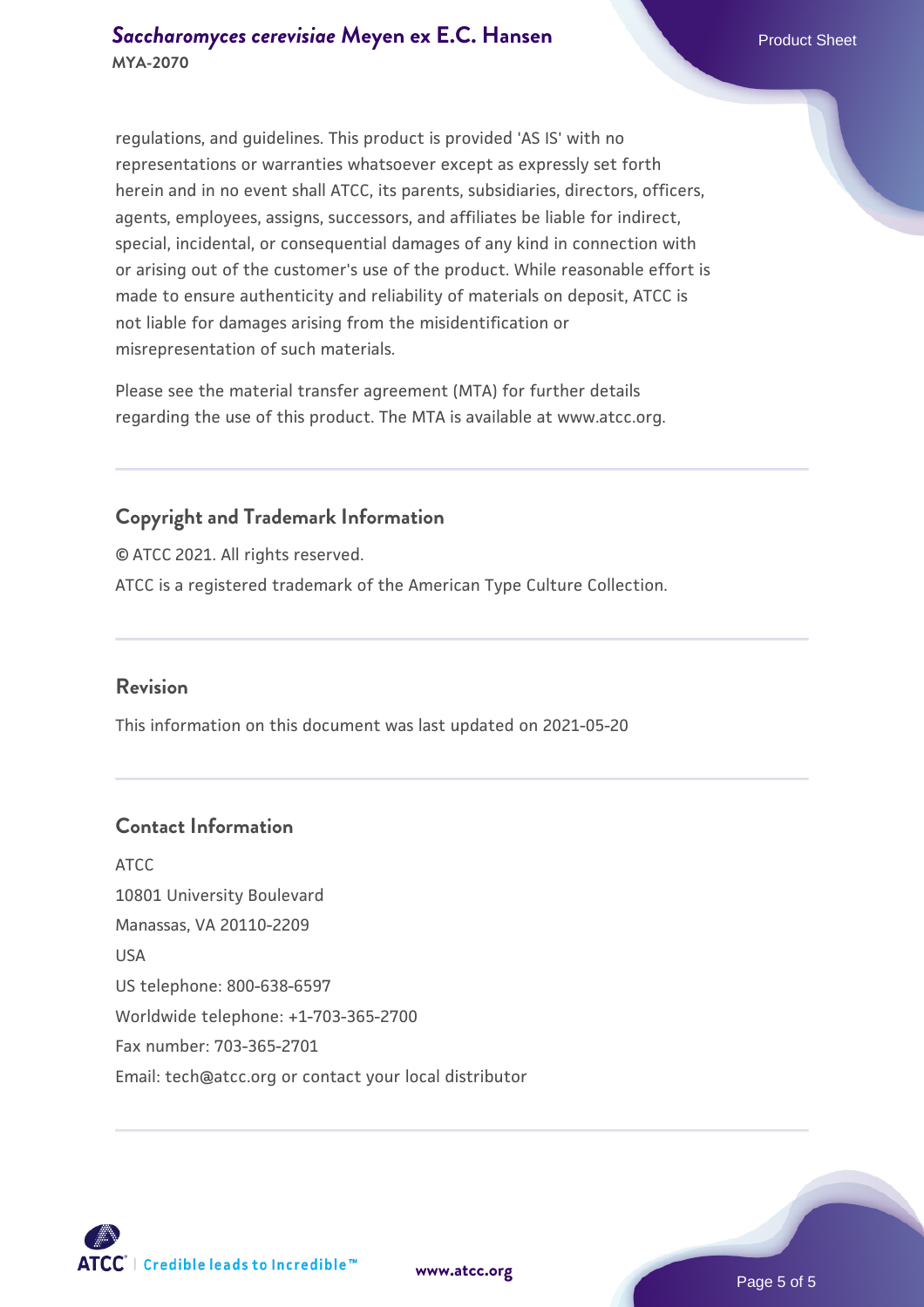regulations, and guidelines. This product is provided 'AS IS' with no representations or warranties whatsoever except as expressly set forth herein and in no event shall ATCC, its parents, subsidiaries, directors, officers, agents, employees, assigns, successors, and affiliates be liable for indirect, special, incidental, or consequential damages of any kind in connection with or arising out of the customer's use of the product. While reasonable effort is made to ensure authenticity and reliability of materials on deposit, ATCC is not liable for damages arising from the misidentification or misrepresentation of such materials.

Please see the material transfer agreement (MTA) for further details regarding the use of this product. The MTA is available at www.atcc.org.

## Copyright and Trademark Information

© ATCC 2021. All rights reserved.

ATCC is a registered trademark of the American Type Culture Collection.

## Revision

This information on this document was last updated on 2021-05-20

## Contact Information

ATCC
10801 University Boulevard
Manassas, VA 20110-2209
USA
US telephone: 800-638-6597
Worldwide telephone: +1-703-365-2700
Fax number: 703-365-2701
Email: tech@atcc.org or contact your local distributor